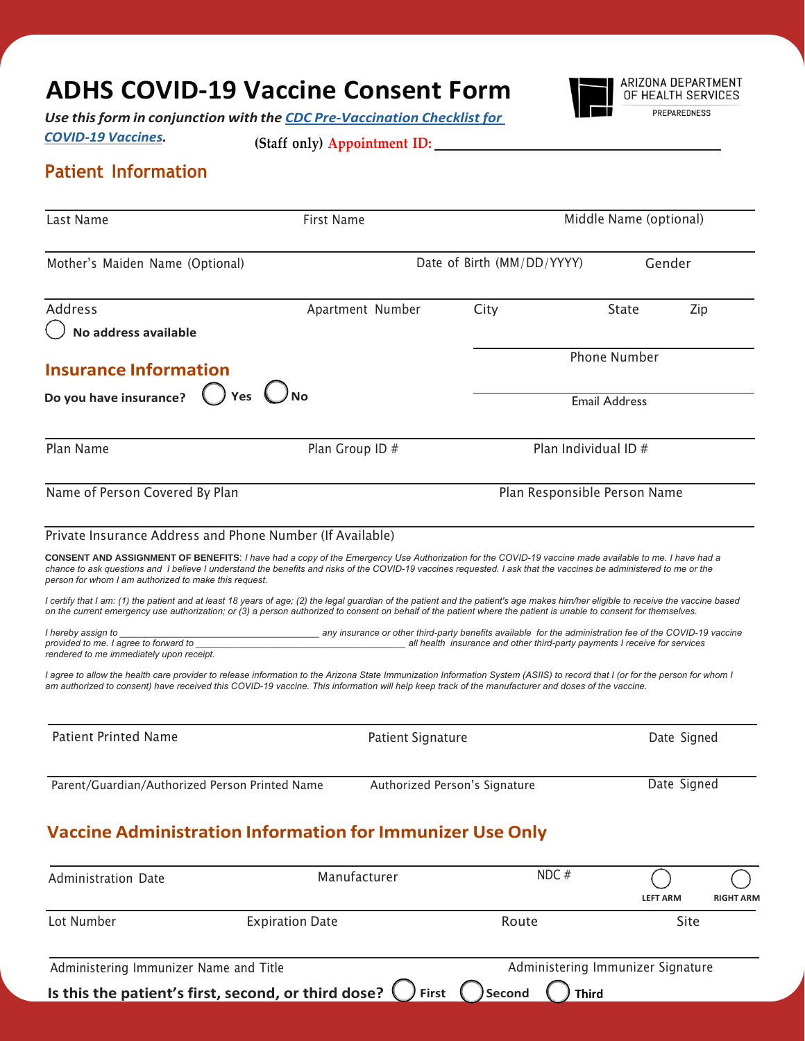# ADHS COVID-19 Vaccine Consent Form

ARIZONA DEPARTMENT OF HEALTH SERVICES
PREPAREDNESS

***Use this form in conjunction with the [CDC Pre-Vaccination Checklist for COVID-19 Vaccines](#).***

(Staff only) Appointment ID: ______________________________

## Patient Information

| Last Name | First Name | Middle Name (optional) |
|---|---|---|
| | | |

| Mother's Maiden Name (Optional) | Date of Birth (MM/DD/YYYY) | Gender |
|---|---|---|
| | | |

| Address | Apartment Number | City | State | Zip |
|---|---|---|---|---|
| ◯ **No address available** | | | | |

Phone Number

Email Address

## Insurance Information

**Do you have insurance?** ◯ **Yes** ◯ **No**

| Plan Name | Plan Group ID # | Plan Individual ID # |
|---|---|---|
| | | |

| Name of Person Covered By Plan | Plan Responsible Person Name |
|---|---|
| | |

Private Insurance Address and Phone Number (If Available)

**CONSENT AND ASSIGNMENT OF BENEFITS**: *I have had a copy of the Emergency Use Authorization for the COVID-19 vaccine made available to me. I have had a chance to ask questions and I believe I understand the benefits and risks of the COVID-19 vaccines requested. I ask that the vaccines be administered to me or the person for whom I am authorized to make this request.*

*I certify that I am: (1) the patient and at least 18 years of age; (2) the legal guardian of the patient and the patient's age makes him/her eligible to receive the vaccine based on the current emergency use authorization; or (3) a person authorized to consent on behalf of the patient where the patient is unable to consent for themselves.*

*I hereby assign to ____________________________________ any insurance or other third-party benefits available for the administration fee of the COVID-19 vaccine provided to me. I agree to forward to ______________________________________ all health insurance and other third-party payments I receive for services rendered to me immediately upon receipt.*

*I agree to allow the health care provider to release information to the Arizona State Immunization Information System (ASIIS) to record that I (or for the person for whom I am authorized to consent) have received this COVID-19 vaccine. This information will help keep track of the manufacturer and doses of the vaccine.*

| Patient Printed Name | Patient Signature | Date Signed |
|---|---|---|
| | | |

| Parent/Guardian/Authorized Person Printed Name | Authorized Person's Signature | Date Signed |
|---|---|---|
| | | |

## Vaccine Administration Information for Immunizer Use Only

| Administration Date | Manufacturer | NDC # | ◯ LEFT ARM | ◯ RIGHT ARM |
|---|---|---|---|---|
| | | | | |

| Lot Number | Expiration Date | Route | Site |
|---|---|---|---|
| | | | |

| Administering Immunizer Name and Title | Administering Immunizer Signature |
|---|---|
| | |

**Is this the patient's first, second, or third dose?** ◯ **First** ◯ **Second** ◯ **Third**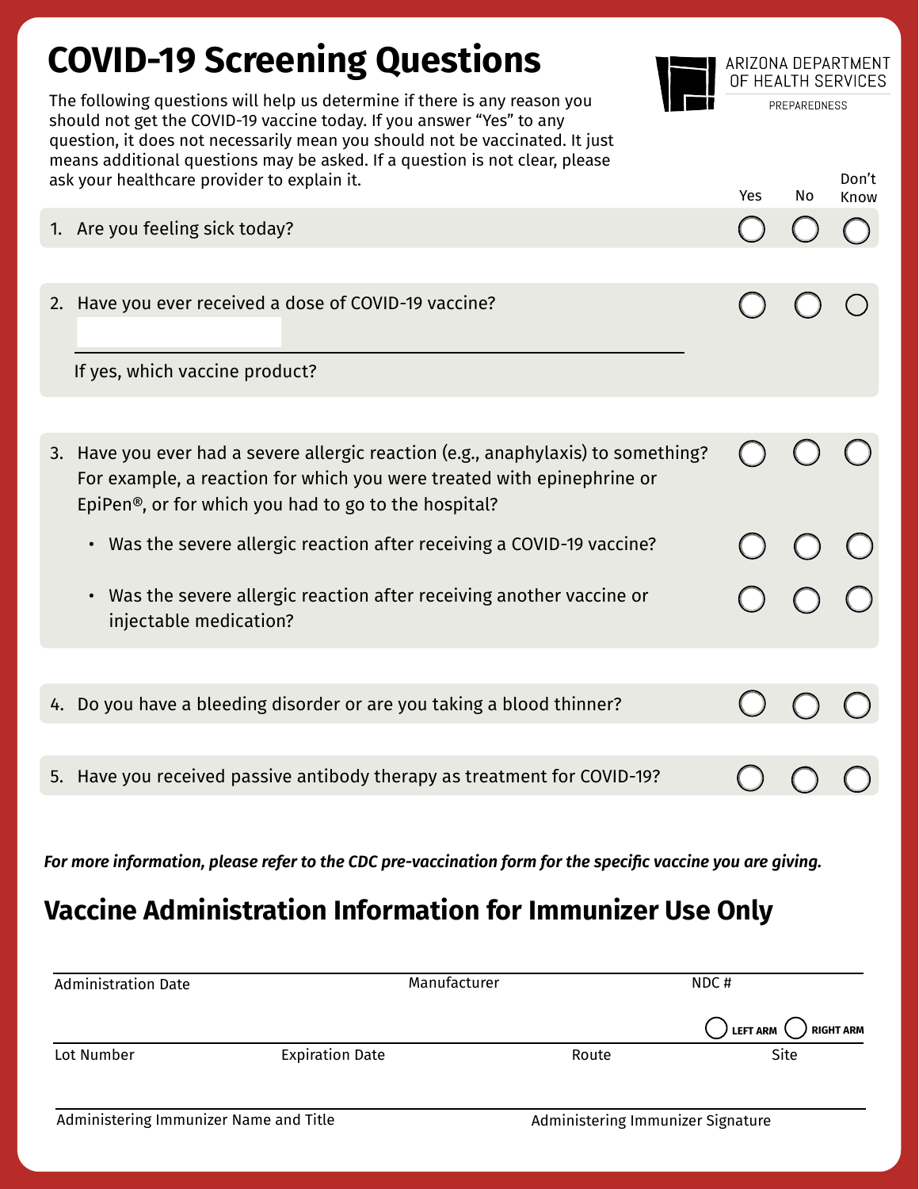# COVID-19 Screening Questions

ARIZONA DEPARTMENT OF HEALTH SERVICES
PREPAREDNESS

The following questions will help us determine if there is any reason you should not get the COVID-19 vaccine today. If you answer "Yes" to any question, it does not necessarily mean you should not be vaccinated. It just means additional questions may be asked. If a question is not clear, please ask your healthcare provider to explain it.

| | Yes | No | Don't Know |
|---|---|---|---|
| 1. Are you feeling sick today? | ○ | ○ | ○ |
| 2. Have you ever received a dose of COVID-19 vaccine?<br>If yes, which vaccine product? ____________ | ○ | ○ | ○ |
| 3. Have you ever had a severe allergic reaction (e.g., anaphylaxis) to something? For example, a reaction for which you were treated with epinephrine or EpiPen®, or for which you had to go to the hospital? | ○ | ○ | ○ |
| • Was the severe allergic reaction after receiving a COVID-19 vaccine? | ○ | ○ | ○ |
| • Was the severe allergic reaction after receiving another vaccine or injectable medication? | ○ | ○ | ○ |
| 4. Do you have a bleeding disorder or are you taking a blood thinner? | ○ | ○ | ○ |
| 5. Have you received passive antibody therapy as treatment for COVID-19? | ○ | ○ | ○ |

*For more information, please refer to the CDC pre-vaccination form for the specific vaccine you are giving.*

## Vaccine Administration Information for Immunizer Use Only

| | | | |
|---|---|---|---|
| Administration Date | | Manufacturer | NDC # |
| Lot Number | Expiration Date | Route | Site ○ LEFT ARM ○ RIGHT ARM |
| Administering Immunizer Name and Title | | Administering Immunizer Signature | |